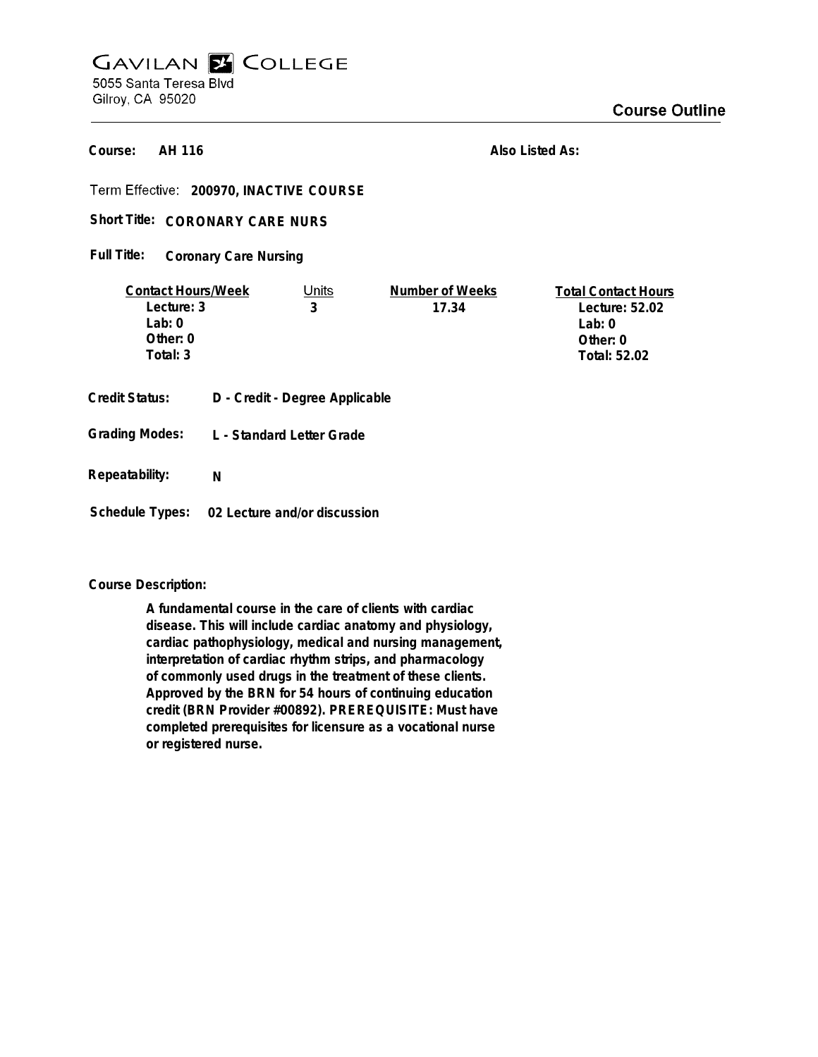# Gavilan College

5055 Santa Teresa Blvd
Gilroy, CA 95020

## Course Outline

**Course:** AH 116 **Also Listed As:**

**Term Effective:** 200970, INACTIVE COURSE

**Short Title:** CORONARY CARE NURS

**Full Title:** Coronary Care Nursing

| Contact Hours/Week | Units | Number of Weeks | Total Contact Hours |
|---|---|---|---|
| Lecture: 3 | 3 | 17.34 | Lecture: 52.02 |
| Lab: 0 | | | Lab: 0 |
| Other: 0 | | | Other: 0 |
| Total: 3 | | | Total: 52.02 |

**Credit Status:** D - Credit - Degree Applicable

**Grading Modes:** L - Standard Letter Grade

**Repeatability:** N

**Schedule Types:** 02 Lecture and/or discussion

**Course Description:**

A fundamental course in the care of clients with cardiac disease. This will include cardiac anatomy and physiology, cardiac pathophysiology, medical and nursing management, interpretation of cardiac rhythm strips, and pharmacology of commonly used drugs in the treatment of these clients. Approved by the BRN for 54 hours of continuing education credit (BRN Provider #00892). PREREQUISITE: Must have completed prerequisites for licensure as a vocational nurse or registered nurse.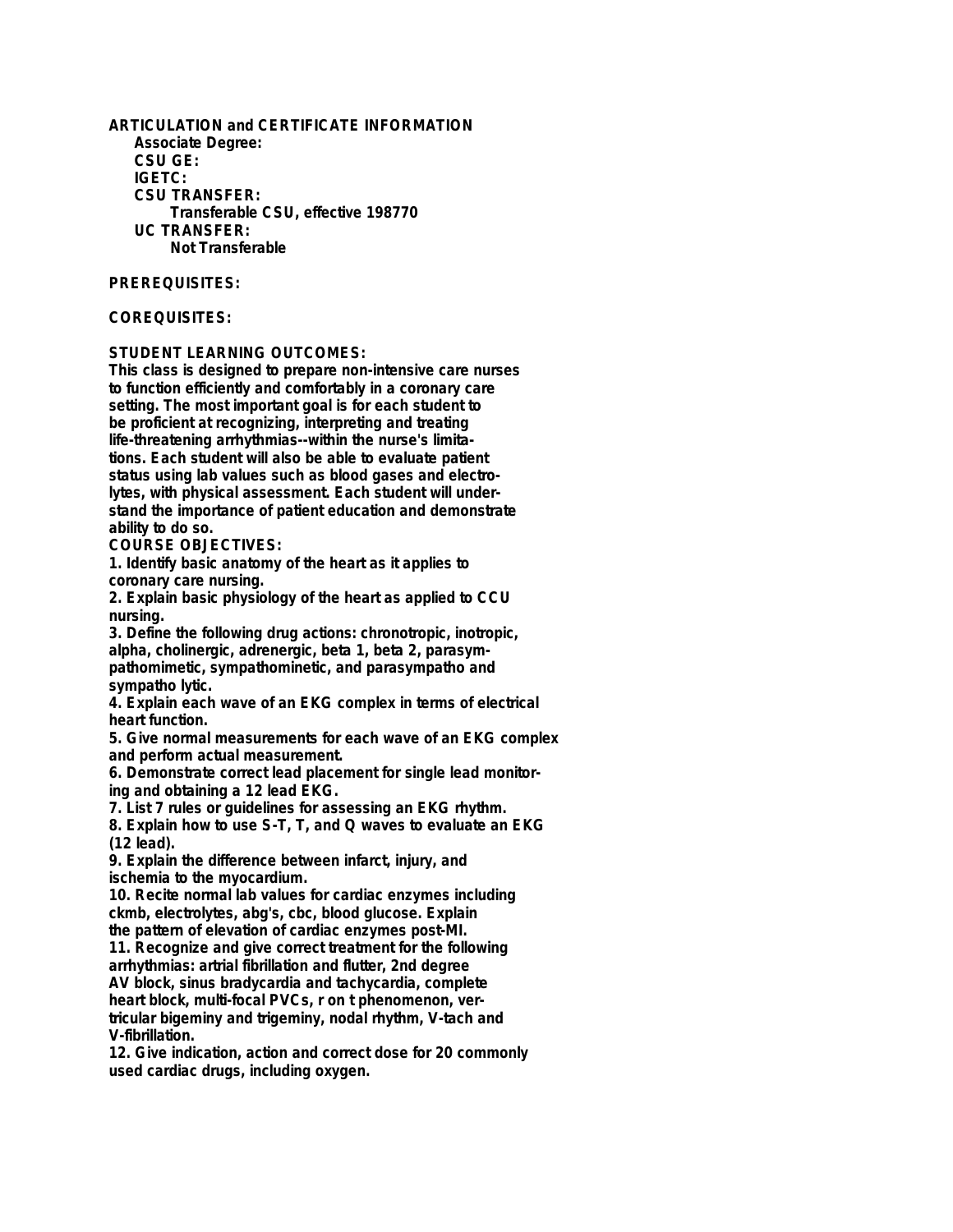**ARTICULATION and CERTIFICATE INFORMATION**

**Associate Degree:**

**CSU GE:**

**IGETC:**

**CSU TRANSFER:**

Transferable CSU, effective 198770

**UC TRANSFER:**

Not Transferable

**PREREQUISITES:**

**COREQUISITES:**

**STUDENT LEARNING OUTCOMES:**

This class is designed to prepare non-intensive care nurses to function efficiently and comfortably in a coronary care setting. The most important goal is for each student to be proficient at recognizing, interpreting and treating life-threatening arrhythmias--within the nurse's limitations. Each student will also be able to evaluate patient status using lab values such as blood gases and electrolytes, with physical assessment. Each student will understand the importance of patient education and demonstrate ability to do so.

**COURSE OBJECTIVES:**

1. Identify basic anatomy of the heart as it applies to coronary care nursing.
2. Explain basic physiology of the heart as applied to CCU nursing.
3. Define the following drug actions: chronotropic, inotropic, alpha, cholinergic, adrenergic, beta 1, beta 2, parasympathomimetic, sympathominetic, and parasympatho and sympatho lytic.
4. Explain each wave of an EKG complex in terms of electrical heart function.
5. Give normal measurements for each wave of an EKG complex and perform actual measurement.
6. Demonstrate correct lead placement for single lead monitoring and obtaining a 12 lead EKG.
7. List 7 rules or guidelines for assessing an EKG rhythm.
8. Explain how to use S-T, T, and Q waves to evaluate an EKG (12 lead).
9. Explain the difference between infarct, injury, and ischemia to the myocardium.
10. Recite normal lab values for cardiac enzymes including ckmb, electrolytes, abg's, cbc, blood glucose. Explain the pattern of elevation of cardiac enzymes post-MI.
11. Recognize and give correct treatment for the following arrhythmias: artrial fibrillation and flutter, 2nd degree AV block, sinus bradycardia and tachycardia, complete heart block, multi-focal PVCs, r on t phenomenon, verticular bigeminy and trigeminy, nodal rhythm, V-tach and V-fibrillation.
12. Give indication, action and correct dose for 20 commonly used cardiac drugs, including oxygen.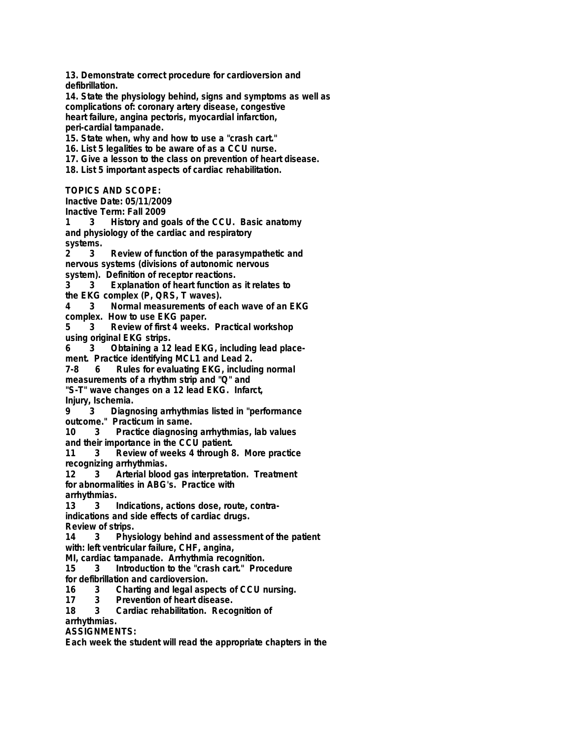13. Demonstrate correct procedure for cardioversion and defibrillation.
14. State the physiology behind, signs and symptoms as well as complications of: coronary artery disease, congestive heart failure, angina pectoris, myocardial infarction, peri-cardial tampanade.
15. State when, why and how to use a "crash cart."
16. List 5 legalities to be aware of as a CCU nurse.
17. Give a lesson to the class on prevention of heart disease.
18. List 5 important aspects of cardiac rehabilitation.

**TOPICS AND SCOPE:**

Inactive Date: 05/11/2009

Inactive Term: Fall 2009

1 3 History and goals of the CCU. Basic anatomy and physiology of the cardiac and respiratory systems.

2 3 Review of function of the parasympathetic and nervous systems (divisions of autonomic nervous system). Definition of receptor reactions.

3 3 Explanation of heart function as it relates to the EKG complex (P, QRS, T waves).

4 3 Normal measurements of each wave of an EKG complex. How to use EKG paper.

5 3 Review of first 4 weeks. Practical workshop using original EKG strips.

6 3 Obtaining a 12 lead EKG, including lead placement. Practice identifying MCL1 and Lead 2.

7-8 6 Rules for evaluating EKG, including normal measurements of a rhythm strip and "Q" and "S-T" wave changes on a 12 lead EKG. Infarct, Injury, Ischemia.

9 3 Diagnosing arrhythmias listed in "performance outcome." Practicum in same.

10 3 Practice diagnosing arrhythmias, lab values and their importance in the CCU patient.

11 3 Review of weeks 4 through 8. More practice recognizing arrhythmias.

12 3 Arterial blood gas interpretation. Treatment for abnormalities in ABG's. Practice with arrhythmias.

13 3 Indications, actions dose, route, contra-indications and side effects of cardiac drugs. Review of strips.

14 3 Physiology behind and assessment of the patient with: left ventricular failure, CHF, angina, MI, cardiac tampanade. Arrhythmia recognition.

15 3 Introduction to the "crash cart." Procedure for defibrillation and cardioversion.

16 3 Charting and legal aspects of CCU nursing.

17 3 Prevention of heart disease.

18 3 Cardiac rehabilitation. Recognition of arrhythmias.

**ASSIGNMENTS:**

Each week the student will read the appropriate chapters in the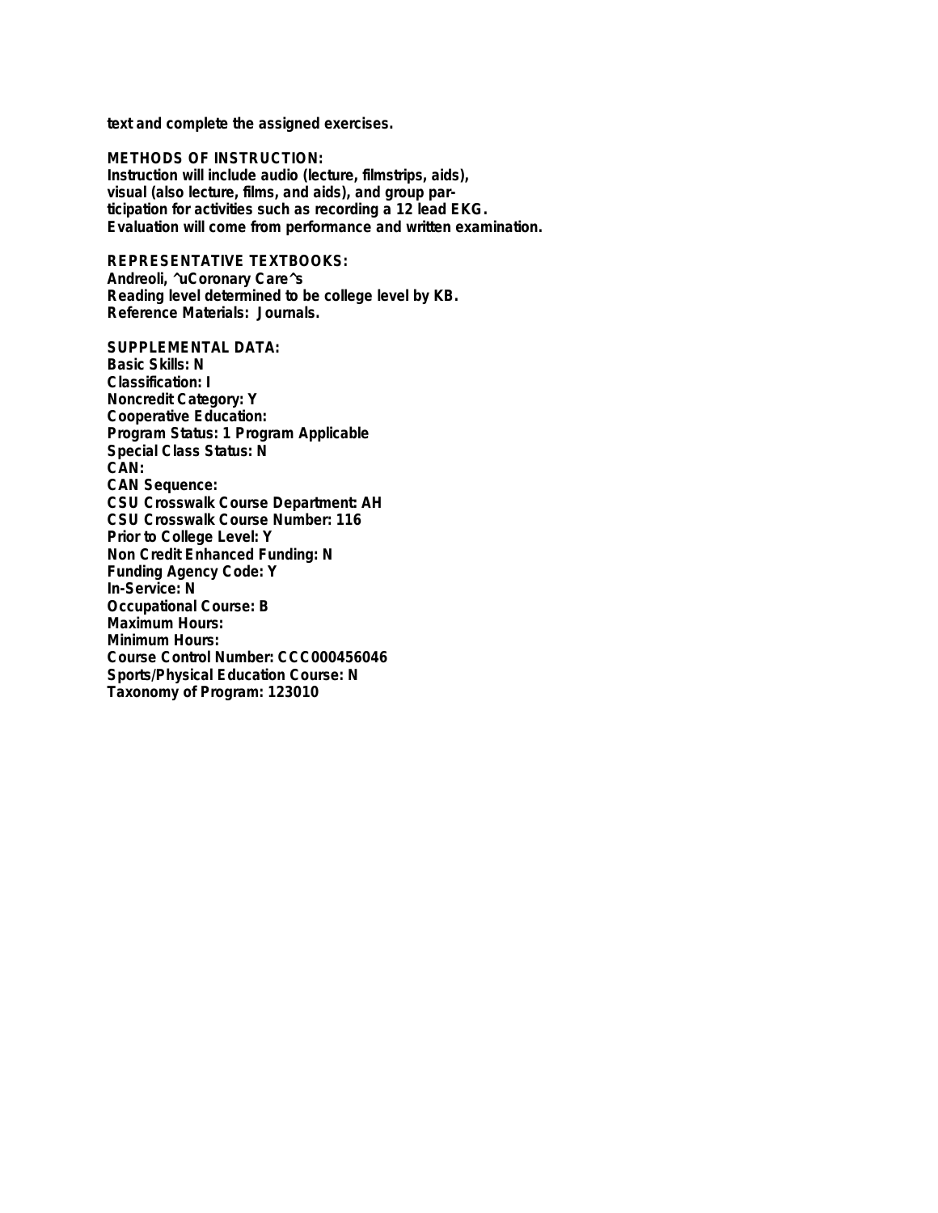text and complete the assigned exercises.

**METHODS OF INSTRUCTION:**
Instruction will include audio (lecture, filmstrips, aids), visual (also lecture, films, and aids), and group participation for activities such as recording a 12 lead EKG. Evaluation will come from performance and written examination.

**REPRESENTATIVE TEXTBOOKS:**
Andreoli, ^uCoronary Care^s
Reading level determined to be college level by KB.
Reference Materials: Journals.

**SUPPLEMENTAL DATA:**
Basic Skills: N
Classification: I
Noncredit Category: Y
Cooperative Education:
Program Status: 1 Program Applicable
Special Class Status: N
CAN:
CAN Sequence:
CSU Crosswalk Course Department: AH
CSU Crosswalk Course Number: 116
Prior to College Level: Y
Non Credit Enhanced Funding: N
Funding Agency Code: Y
In-Service: N
Occupational Course: B
Maximum Hours:
Minimum Hours:
Course Control Number: CCC000456046
Sports/Physical Education Course: N
Taxonomy of Program: 123010